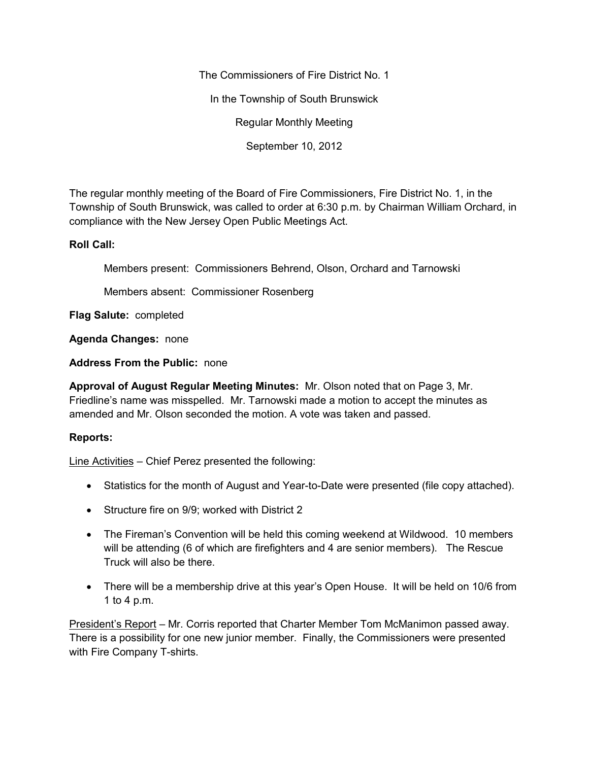The Commissioners of Fire District No. 1

In the Township of South Brunswick

Regular Monthly Meeting

September 10, 2012

The regular monthly meeting of the Board of Fire Commissioners, Fire District No. 1, in the Township of South Brunswick, was called to order at 6:30 p.m. by Chairman William Orchard, in compliance with the New Jersey Open Public Meetings Act.

**Roll Call:**

Members present: Commissioners Behrend, Olson, Orchard and Tarnowski

Members absent: Commissioner Rosenberg

**Flag Salute:** completed

**Agenda Changes:** none

**Address From the Public:** none

**Approval of August Regular Meeting Minutes:** Mr. Olson noted that on Page 3, Mr. Friedline's name was misspelled. Mr. Tarnowski made a motion to accept the minutes as amended and Mr. Olson seconded the motion. A vote was taken and passed.

**Reports:**

<u>Line Activities</u> – Chief Perez presented the following:

- Statistics for the month of August and Year-to-Date were presented (file copy attached).
- Structure fire on 9/9; worked with District 2
- The Fireman's Convention will be held this coming weekend at Wildwood. 10 members will be attending (6 of which are firefighters and 4 are senior members). The Rescue Truck will also be there.
- There will be a membership drive at this year's Open House. It will be held on 10/6 from 1 to 4 p.m.

<u>President's Report</u> – Mr. Corris reported that Charter Member Tom McManimon passed away. There is a possibility for one new junior member. Finally, the Commissioners were presented with Fire Company T-shirts.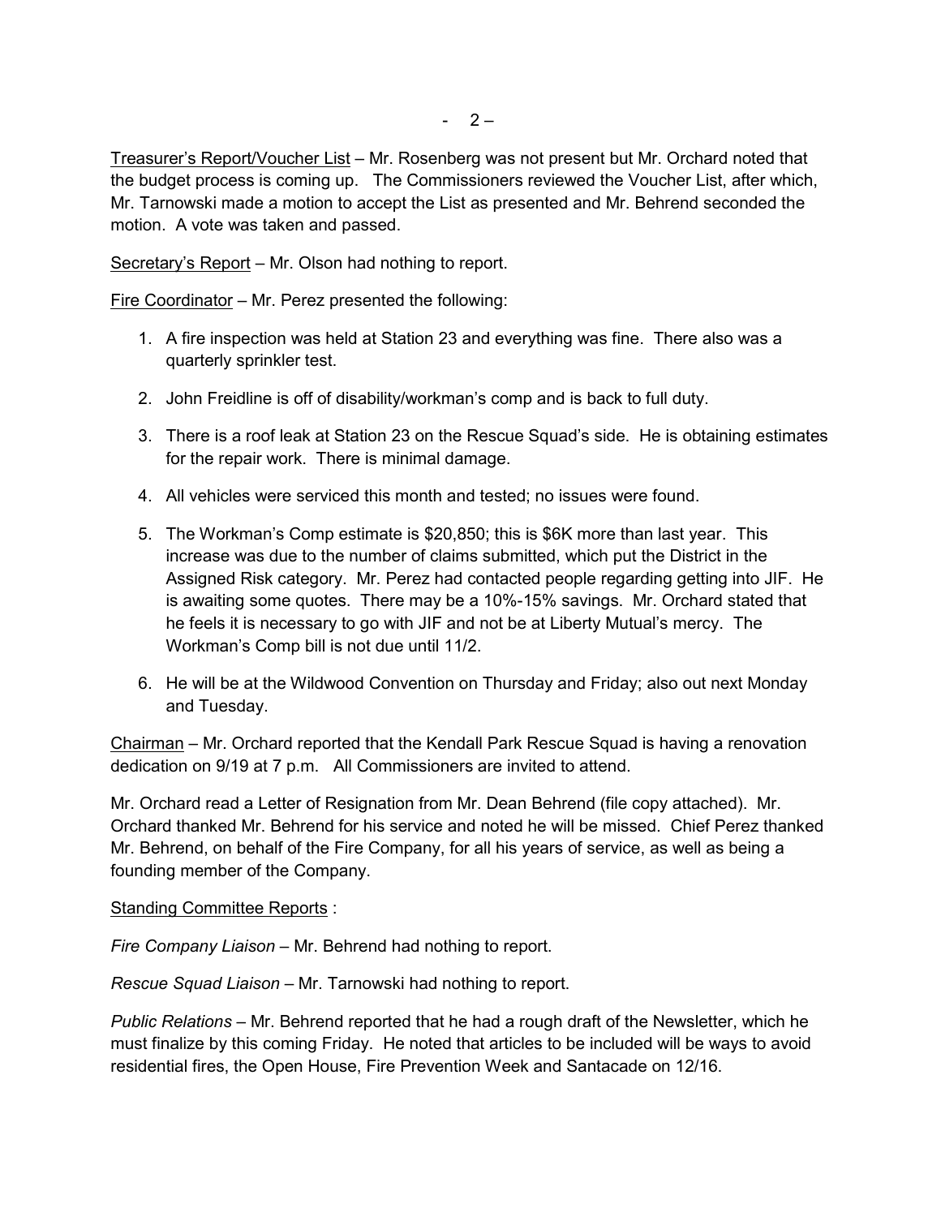Treasurer's Report/Voucher List – Mr. Rosenberg was not present but Mr. Orchard noted that the budget process is coming up. The Commissioners reviewed the Voucher List, after which, Mr. Tarnowski made a motion to accept the List as presented and Mr. Behrend seconded the motion. A vote was taken and passed.

Secretary's Report – Mr. Olson had nothing to report.

Fire Coordinator – Mr. Perez presented the following:

1. A fire inspection was held at Station 23 and everything was fine. There also was a quarterly sprinkler test.
2. John Freidline is off of disability/workman's comp and is back to full duty.
3. There is a roof leak at Station 23 on the Rescue Squad's side. He is obtaining estimates for the repair work. There is minimal damage.
4. All vehicles were serviced this month and tested; no issues were found.
5. The Workman's Comp estimate is $20,850; this is $6K more than last year. This increase was due to the number of claims submitted, which put the District in the Assigned Risk category. Mr. Perez had contacted people regarding getting into JIF. He is awaiting some quotes. There may be a 10%-15% savings. Mr. Orchard stated that he feels it is necessary to go with JIF and not be at Liberty Mutual's mercy. The Workman's Comp bill is not due until 11/2.
6. He will be at the Wildwood Convention on Thursday and Friday; also out next Monday and Tuesday.

Chairman – Mr. Orchard reported that the Kendall Park Rescue Squad is having a renovation dedication on 9/19 at 7 p.m. All Commissioners are invited to attend.

Mr. Orchard read a Letter of Resignation from Mr. Dean Behrend (file copy attached). Mr. Orchard thanked Mr. Behrend for his service and noted he will be missed. Chief Perez thanked Mr. Behrend, on behalf of the Fire Company, for all his years of service, as well as being a founding member of the Company.

Standing Committee Reports :

*Fire Company Liaison* – Mr. Behrend had nothing to report.

*Rescue Squad Liaison* – Mr. Tarnowski had nothing to report.

*Public Relations* – Mr. Behrend reported that he had a rough draft of the Newsletter, which he must finalize by this coming Friday. He noted that articles to be included will be ways to avoid residential fires, the Open House, Fire Prevention Week and Santacade on 12/16.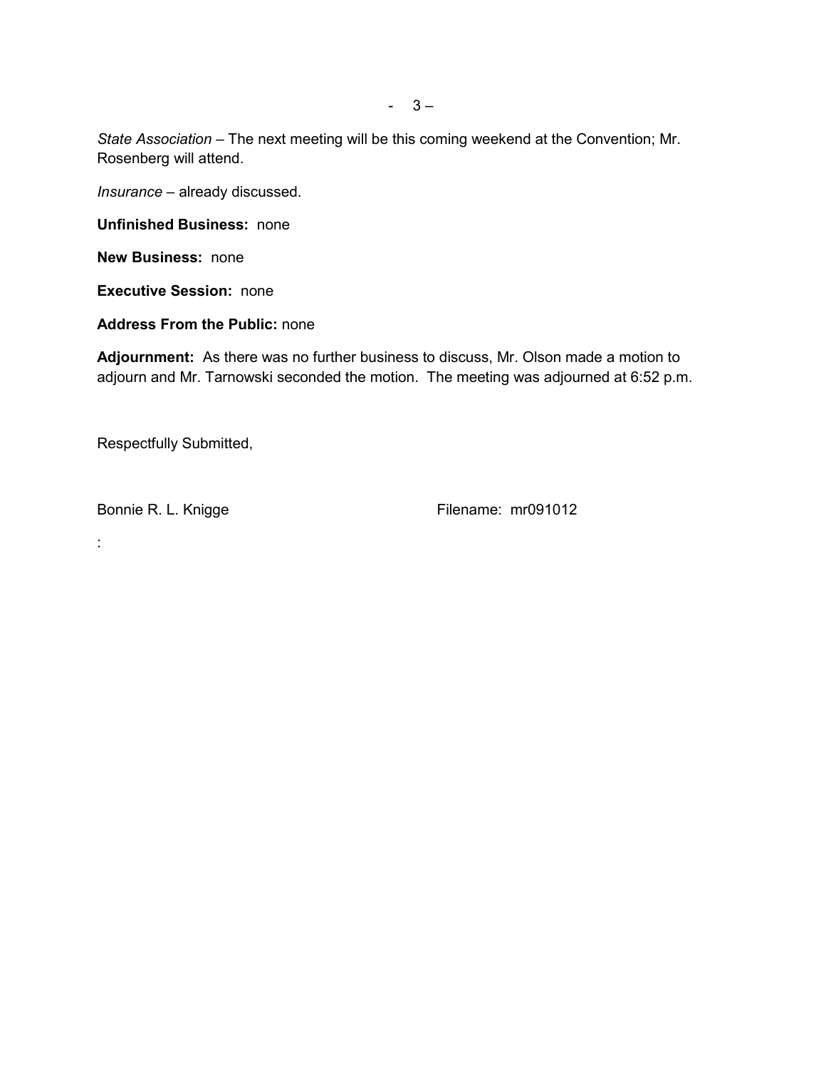*State Association* – The next meeting will be this coming weekend at the Convention; Mr. Rosenberg will attend.

*Insurance* – already discussed.

**Unfinished Business:** none

**New Business:** none

**Executive Session:** none

**Address From the Public:** none

**Adjournment:** As there was no further business to discuss, Mr. Olson made a motion to adjourn and Mr. Tarnowski seconded the motion. The meeting was adjourned at 6:52 p.m.

Respectfully Submitted,

Bonnie R. L. Knigge Filename: mr091012

: